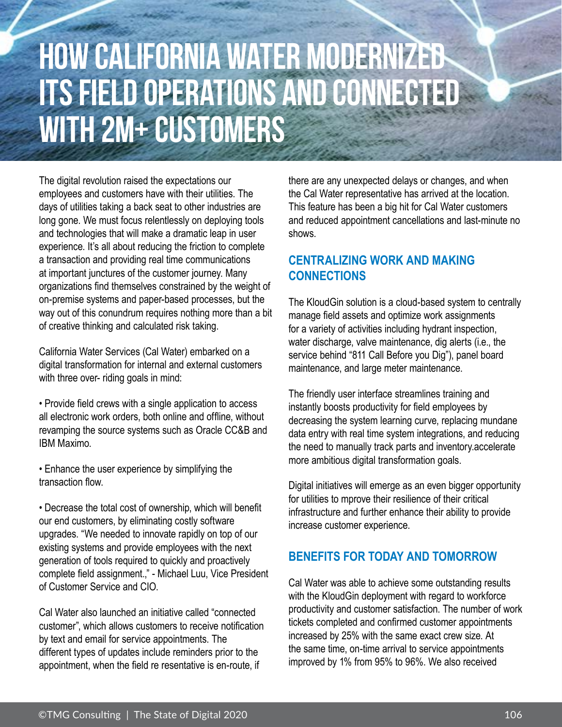# HOW CALIFORNIA WATER MODERNIZED ITS FIELD OPERATIONS AND CONNECTED WITH 2M+ CUSTOMERS

The digital revolution raised the expectations our employees and customers have with their utilities. The days of utilities taking a back seat to other industries are long gone. We must focus relentlessly on deploying tools and technologies that will make a dramatic leap in user experience. It's all about reducing the friction to complete a transaction and providing real time communications at important junctures of the customer journey. Many organizations find themselves constrained by the weight of on-premise systems and paper-based processes, but the way out of this conundrum requires nothing more than a bit of creative thinking and calculated risk taking.

California Water Services (Cal Water) embarked on a digital transformation for internal and external customers with three over- riding goals in mind:

- Provide field crews with a single application to access all electronic work orders, both online and offline, without revamping the source systems such as Oracle CC&B and IBM Maximo.
- Enhance the user experience by simplifying the transaction flow.
- Decrease the total cost of ownership, which will benefit our end customers, by eliminating costly software upgrades. "We needed to innovate rapidly on top of our existing systems and provide employees with the next generation of tools required to quickly and proactively complete field assignment.," - Michael Luu, Vice President of Customer Service and CIO.

Cal Water also launched an initiative called "connected customer", which allows customers to receive notification by text and email for service appointments. The different types of updates include reminders prior to the appointment, when the field re resentative is en-route, if there are any unexpected delays or changes, and when the Cal Water representative has arrived at the location. This feature has been a big hit for Cal Water customers and reduced appointment cancellations and last-minute no shows.

## CENTRALIZING WORK AND MAKING CONNECTIONS

The KloudGin solution is a cloud-based system to centrally manage field assets and optimize work assignments for a variety of activities including hydrant inspection, water discharge, valve maintenance, dig alerts (i.e., the service behind "811 Call Before you Dig"), panel board maintenance, and large meter maintenance.

The friendly user interface streamlines training and instantly boosts productivity for field employees by decreasing the system learning curve, replacing mundane data entry with real time system integrations, and reducing the need to manually track parts and inventory.accelerate more ambitious digital transformation goals.

Digital initiatives will emerge as an even bigger opportunity for utilities to mprove their resilience of their critical infrastructure and further enhance their ability to provide increase customer experience.

## BENEFITS FOR TODAY AND TOMORROW

Cal Water was able to achieve some outstanding results with the KloudGin deployment with regard to workforce productivity and customer satisfaction. The number of work tickets completed and confirmed customer appointments increased by 25% with the same exact crew size. At the same time, on-time arrival to service appointments improved by 1% from 95% to 96%. We also received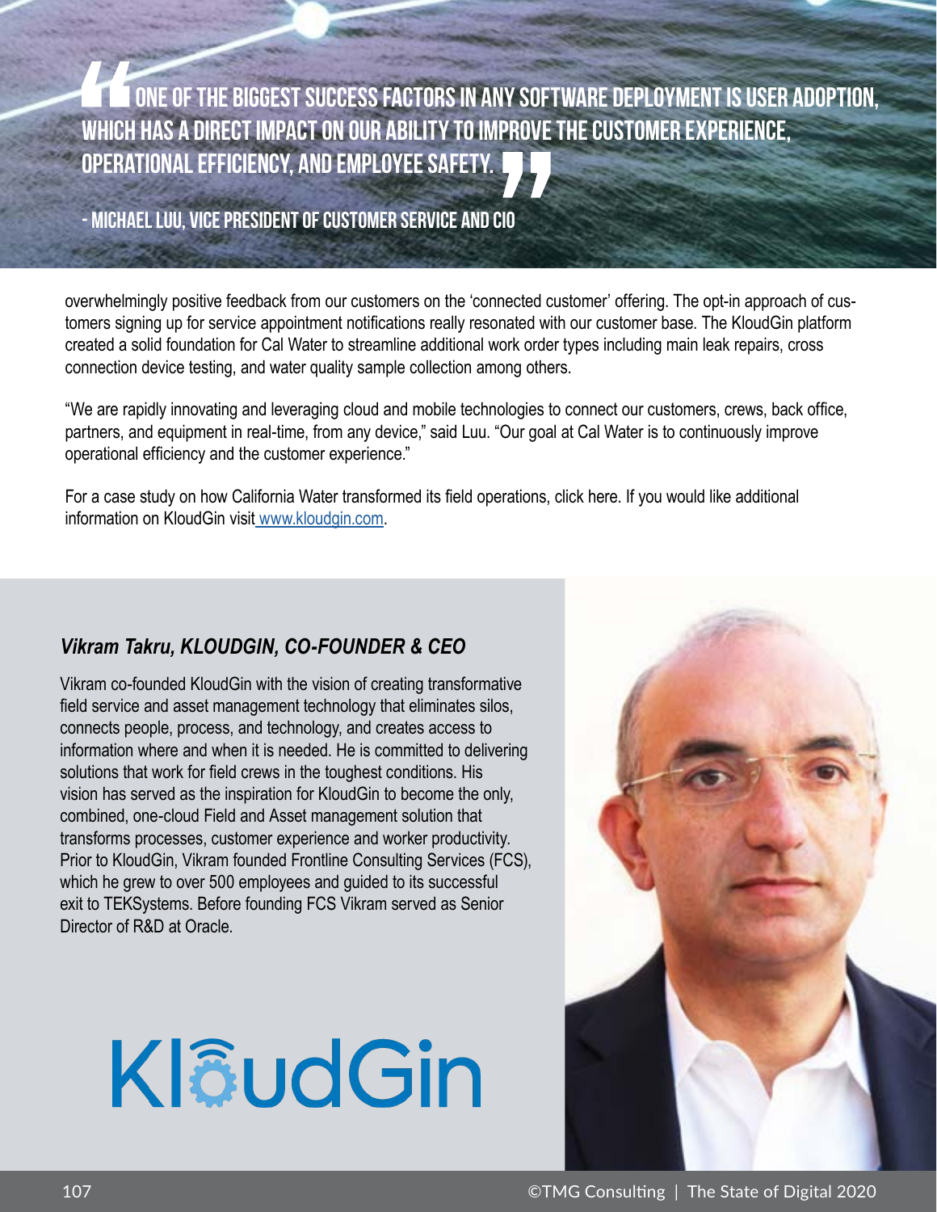> **ONE OF THE BIGGEST SUCCESS FACTORS IN ANY SOFTWARE DEPLOYMENT IS USER ADOPTION, WHICH HAS A DIRECT IMPACT ON OUR ABILITY TO IMPROVE THE CUSTOMER EXPERIENCE, OPERATIONAL EFFICIENCY, AND EMPLOYEE SAFETY.**
>
> **- MICHAEL LUU, VICE PRESIDENT OF CUSTOMER SERVICE AND CIO**

overwhelmingly positive feedback from our customers on the 'connected customer' offering. The opt-in approach of customers signing up for service appointment notifications really resonated with our customer base. The KloudGin platform created a solid foundation for Cal Water to streamline additional work order types including main leak repairs, cross connection device testing, and water quality sample collection among others.

"We are rapidly innovating and leveraging cloud and mobile technologies to connect our customers, crews, back office, partners, and equipment in real-time, from any device," said Luu. "Our goal at Cal Water is to continuously improve operational efficiency and the customer experience."

For a case study on how California Water transformed its field operations, click here. If you would like additional information on KloudGin visit [www.kloudgin.com](www.kloudgin.com).

### *Vikram Takru, KLOUDGIN, CO-FOUNDER & CEO*

Vikram co-founded KloudGin with the vision of creating transformative field service and asset management technology that eliminates silos, connects people, process, and technology, and creates access to information where and when it is needed. He is committed to delivering solutions that work for field crews in the toughest conditions. His vision has served as the inspiration for KloudGin to become the only, combined, one-cloud Field and Asset management solution that transforms processes, customer experience and worker productivity. Prior to KloudGin, Vikram founded Frontline Consulting Services (FCS), which he grew to over 500 employees and guided to its successful exit to TEKSystems. Before founding FCS Vikram served as Senior Director of R&D at Oracle.

KloudGin